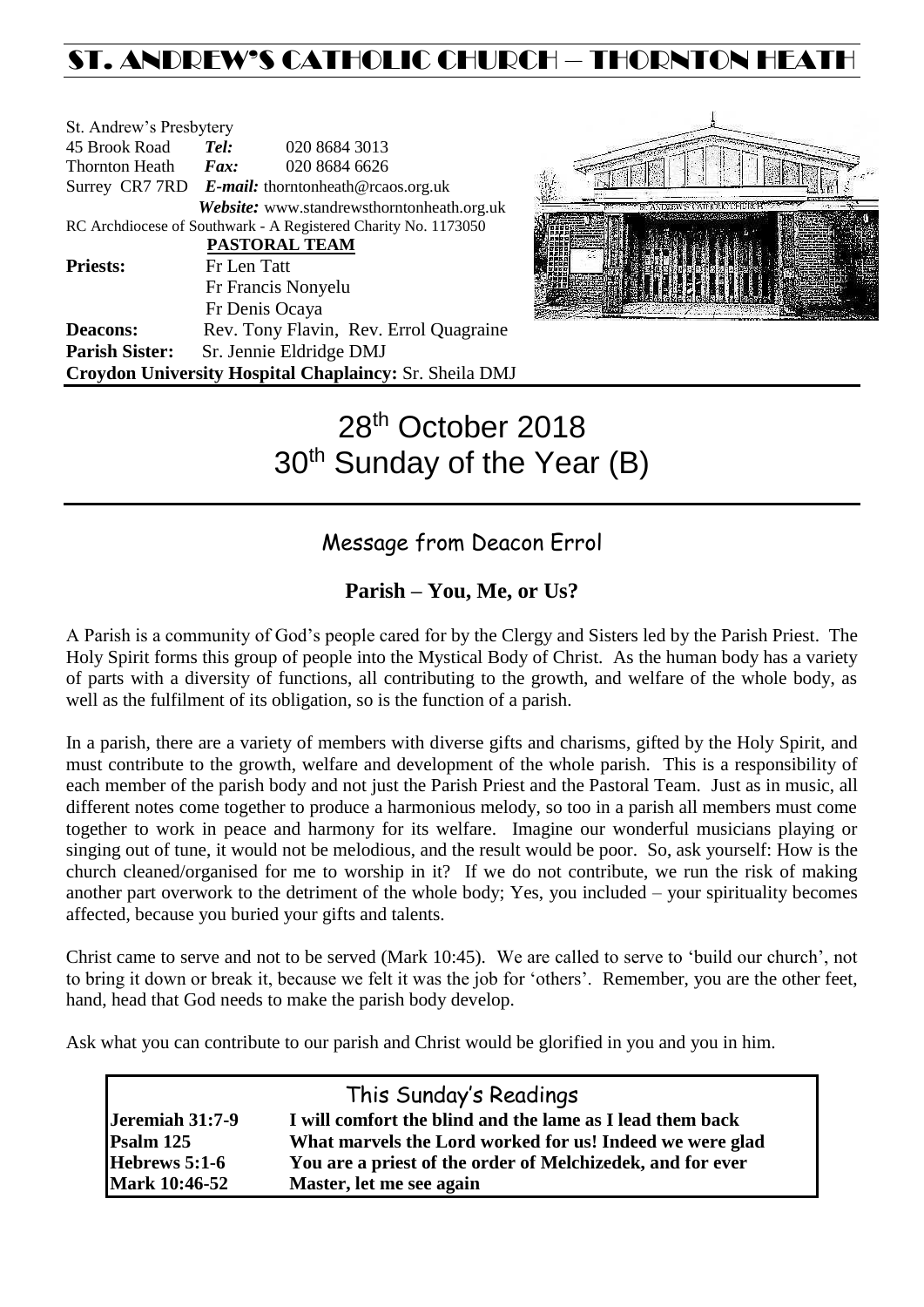# ST. ANDREW'S CATHOLIC CHURCH – THORNTON HEATH

St. Andrew's Presbytery
45 Brook Road *Tel:* 020 8684 3013
Thornton Heath *Fax:* 020 8684 6626
Surrey CR7 7RD *E-mail:* thorntonheath@rcaos.org.uk
*Website:* www.standrewsthorntonheath.org.uk
RC Archdiocese of Southwark - A Registered Charity No. 1173050

**PASTORAL TEAM**

**Priests:** Fr Len Tatt
Fr Francis Nonyelu
Fr Denis Ocaya
**Deacons:** Rev. Tony Flavin, Rev. Errol Quagraine
**Parish Sister:** Sr. Jennie Eldridge DMJ
**Croydon University Hospital Chaplaincy:** Sr. Sheila DMJ

# 28th October 2018
# 30th Sunday of the Year (B)

## Message from Deacon Errol

### Parish – You, Me, or Us?

A Parish is a community of God's people cared for by the Clergy and Sisters led by the Parish Priest. The Holy Spirit forms this group of people into the Mystical Body of Christ. As the human body has a variety of parts with a diversity of functions, all contributing to the growth, and welfare of the whole body, as well as the fulfilment of its obligation, so is the function of a parish.

In a parish, there are a variety of members with diverse gifts and charisms, gifted by the Holy Spirit, and must contribute to the growth, welfare and development of the whole parish. This is a responsibility of each member of the parish body and not just the Parish Priest and the Pastoral Team. Just as in music, all different notes come together to produce a harmonious melody, so too in a parish all members must come together to work in peace and harmony for its welfare. Imagine our wonderful musicians playing or singing out of tune, it would not be melodious, and the result would be poor. So, ask yourself: How is the church cleaned/organised for me to worship in it? If we do not contribute, we run the risk of making another part overwork to the detriment of the whole body; Yes, you included – your spirituality becomes affected, because you buried your gifts and talents.

Christ came to serve and not to be served (Mark 10:45). We are called to serve to 'build our church', not to bring it down or break it, because we felt it was the job for 'others'. Remember, you are the other feet, hand, head that God needs to make the parish body develop.

Ask what you can contribute to our parish and Christ would be glorified in you and you in him.

## This Sunday's Readings

| | |
|---|---|
| **Jeremiah 31:7-9** | **I will comfort the blind and the lame as I lead them back** |
| **Psalm 125** | **What marvels the Lord worked for us! Indeed we were glad** |
| **Hebrews 5:1-6** | **You are a priest of the order of Melchizedek, and for ever** |
| **Mark 10:46-52** | **Master, let me see again** |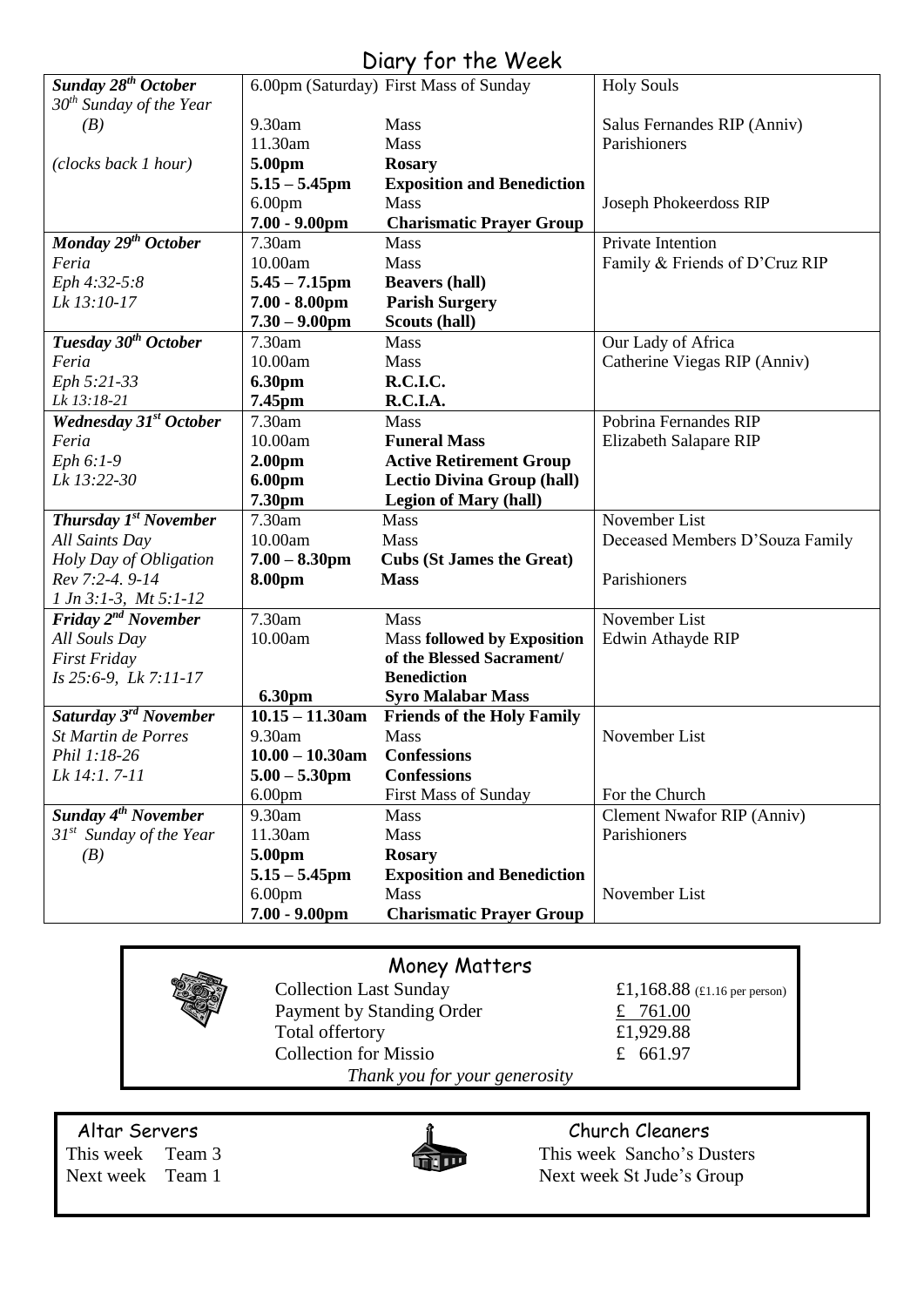# Diary for the Week

| Day | Time | Event | Intention |
|---|---|---|---|
| ***Sunday 28th October*** *30th Sunday of the Year (B)* | 6.00pm (Saturday) | First Mass of Sunday | Holy Souls |
| | 9.30am | Mass | Salus Fernandes RIP (Anniv) |
| | 11.30am | Mass | Parishioners |
| *(clocks back 1 hour)* | **5.00pm** | **Rosary** | |
| | **5.15 – 5.45pm** | **Exposition and Benediction** | |
| | 6.00pm | Mass | Joseph Phokeerdoss RIP |
| | **7.00 - 9.00pm** | **Charismatic Prayer Group** | |
| ***Monday 29th October*** | 7.30am | Mass | Private Intention |
| *Feria* | 10.00am | Mass | Family & Friends of D'Cruz RIP |
| *Eph 4:32-5:8* | **5.45 – 7.15pm** | **Beavers (hall)** | |
| *Lk 13:10-17* | **7.00 - 8.00pm** | **Parish Surgery** | |
| | **7.30 – 9.00pm** | **Scouts (hall)** | |
| ***Tuesday 30th October*** | 7.30am | Mass | Our Lady of Africa |
| *Feria* | 10.00am | Mass | Catherine Viegas RIP (Anniv) |
| *Eph 5:21-33* | **6.30pm** | **R.C.I.C.** | |
| *Lk 13:18-21* | **7.45pm** | **R.C.I.A.** | |
| ***Wednesday 31st October*** | 7.30am | Mass | Pobrina Fernandes RIP |
| *Feria* | 10.00am | **Funeral Mass** | Elizabeth Salapare RIP |
| *Eph 6:1-9* | **2.00pm** | **Active Retirement Group** | |
| *Lk 13:22-30* | **6.00pm** | **Lectio Divina Group (hall)** | |
| | **7.30pm** | **Legion of Mary (hall)** | |
| ***Thursday 1st November*** | 7.30am | Mass | November List |
| *All Saints Day* | 10.00am | Mass | Deceased Members D'Souza Family |
| *Holy Day of Obligation* | **7.00 – 8.30pm** | **Cubs (St James the Great)** | |
| *Rev 7:2-4. 9-14* | **8.00pm** | **Mass** | Parishioners |
| *1 Jn 3:1-3, Mt 5:1-12* | | | |
| ***Friday 2nd November*** | 7.30am | Mass | November List |
| *All Souls Day* | 10.00am | Mass **followed by Exposition of the Blessed Sacrament/ Benediction** | Edwin Athayde RIP |
| *First Friday* | | | |
| *Is 25:6-9, Lk 7:11-17* | | | |
| | **6.30pm** | **Syro Malabar Mass** | |
| ***Saturday 3rd November*** | **10.15 – 11.30am** | **Friends of the Holy Family** | |
| *St Martin de Porres* | 9.30am | Mass | November List |
| *Phil 1:18-26* | **10.00 – 10.30am** | **Confessions** | |
| *Lk 14:1. 7-11* | **5.00 – 5.30pm** | **Confessions** | |
| | 6.00pm | First Mass of Sunday | For the Church |
| ***Sunday 4th November*** | 9.30am | Mass | Clement Nwafor RIP (Anniv) |
| *31st Sunday of the Year* | 11.30am | Mass | Parishioners |
| *(B)* | **5.00pm** | **Rosary** | |
| | **5.15 – 5.45pm** | **Exposition and Benediction** | |
| | 6.00pm | Mass | November List |
| | **7.00 - 9.00pm** | **Charismatic Prayer Group** | |

## Money Matters

| | |
|---|---|
| Collection Last Sunday | £1,168.88 (£1.16 per person) |
| Payment by Standing Order | £ 761.00 |
| Total offertory | £1,929.88 |
| Collection for Missio | £ 661.97 |

*Thank you for your generosity*

## Altar Servers

This week Team 3
Next week Team 1

## Church Cleaners

This week Sancho's Dusters
Next week St Jude's Group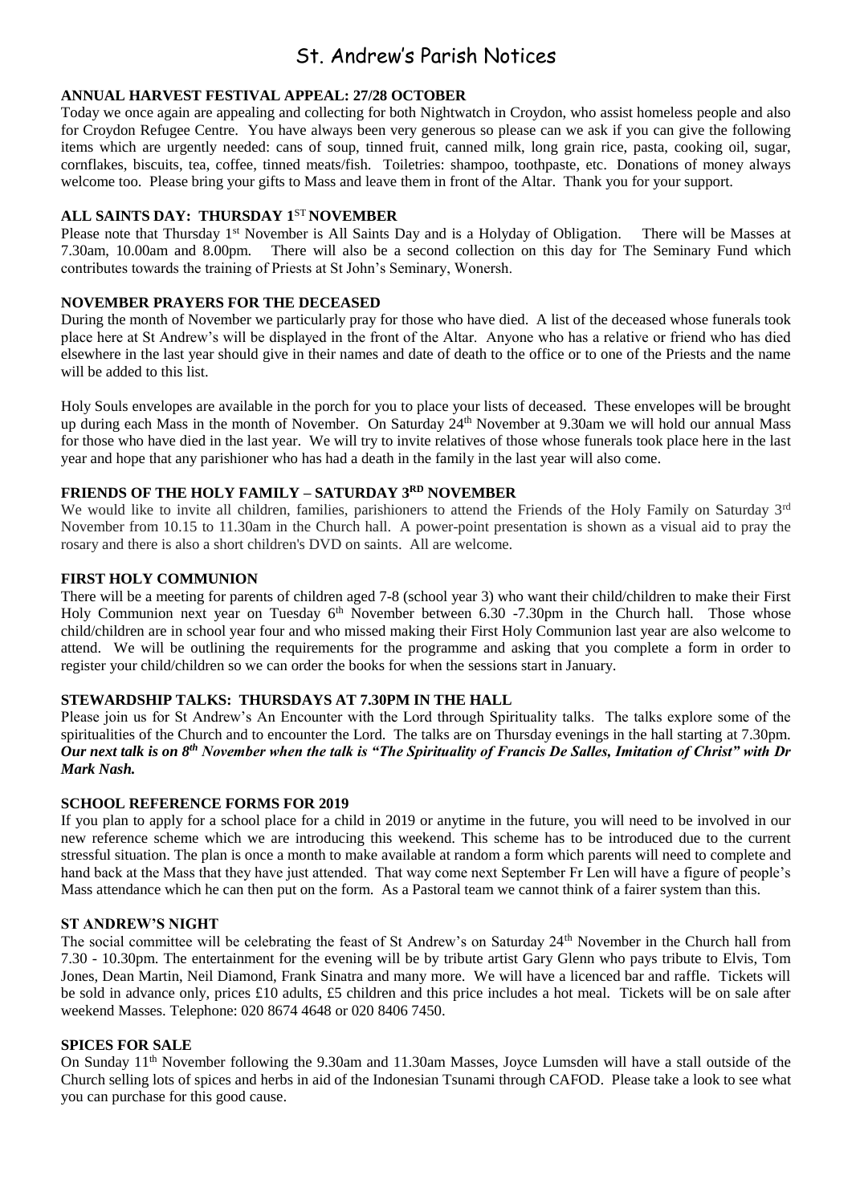# St. Andrew's Parish Notices

**ANNUAL HARVEST FESTIVAL APPEAL: 27/28 OCTOBER**

Today we once again are appealing and collecting for both Nightwatch in Croydon, who assist homeless people and also for Croydon Refugee Centre. You have always been very generous so please can we ask if you can give the following items which are urgently needed: cans of soup, tinned fruit, canned milk, long grain rice, pasta, cooking oil, sugar, cornflakes, biscuits, tea, coffee, tinned meats/fish. Toiletries: shampoo, toothpaste, etc. Donations of money always welcome too. Please bring your gifts to Mass and leave them in front of the Altar. Thank you for your support.

**ALL SAINTS DAY: THURSDAY 1ST NOVEMBER**

Please note that Thursday 1st November is All Saints Day and is a Holyday of Obligation. There will be Masses at 7.30am, 10.00am and 8.00pm. There will also be a second collection on this day for The Seminary Fund which contributes towards the training of Priests at St John's Seminary, Wonersh.

**NOVEMBER PRAYERS FOR THE DECEASED**

During the month of November we particularly pray for those who have died. A list of the deceased whose funerals took place here at St Andrew's will be displayed in the front of the Altar. Anyone who has a relative or friend who has died elsewhere in the last year should give in their names and date of death to the office or to one of the Priests and the name will be added to this list.

Holy Souls envelopes are available in the porch for you to place your lists of deceased. These envelopes will be brought up during each Mass in the month of November. On Saturday 24th November at 9.30am we will hold our annual Mass for those who have died in the last year. We will try to invite relatives of those whose funerals took place here in the last year and hope that any parishioner who has had a death in the family in the last year will also come.

**FRIENDS OF THE HOLY FAMILY – SATURDAY 3RD NOVEMBER**

We would like to invite all children, families, parishioners to attend the Friends of the Holy Family on Saturday 3rd November from 10.15 to 11.30am in the Church hall. A power-point presentation is shown as a visual aid to pray the rosary and there is also a short children's DVD on saints. All are welcome.

**FIRST HOLY COMMUNION**

There will be a meeting for parents of children aged 7-8 (school year 3) who want their child/children to make their First Holy Communion next year on Tuesday 6th November between 6.30 -7.30pm in the Church hall. Those whose child/children are in school year four and who missed making their First Holy Communion last year are also welcome to attend. We will be outlining the requirements for the programme and asking that you complete a form in order to register your child/children so we can order the books for when the sessions start in January.

**STEWARDSHIP TALKS: THURSDAYS AT 7.30PM IN THE HALL**

Please join us for St Andrew's An Encounter with the Lord through Spirituality talks. The talks explore some of the spiritualities of the Church and to encounter the Lord. The talks are on Thursday evenings in the hall starting at 7.30pm. ***Our next talk is on 8th November when the talk is "The Spirituality of Francis De Salles, Imitation of Christ" with Dr Mark Nash.***

**SCHOOL REFERENCE FORMS FOR 2019**

If you plan to apply for a school place for a child in 2019 or anytime in the future, you will need to be involved in our new reference scheme which we are introducing this weekend. This scheme has to be introduced due to the current stressful situation. The plan is once a month to make available at random a form which parents will need to complete and hand back at the Mass that they have just attended. That way come next September Fr Len will have a figure of people's Mass attendance which he can then put on the form. As a Pastoral team we cannot think of a fairer system than this.

**ST ANDREW'S NIGHT**

The social committee will be celebrating the feast of St Andrew's on Saturday 24th November in the Church hall from 7.30 - 10.30pm. The entertainment for the evening will be by tribute artist Gary Glenn who pays tribute to Elvis, Tom Jones, Dean Martin, Neil Diamond, Frank Sinatra and many more. We will have a licenced bar and raffle. Tickets will be sold in advance only, prices £10 adults, £5 children and this price includes a hot meal. Tickets will be on sale after weekend Masses. Telephone: 020 8674 4648 or 020 8406 7450.

**SPICES FOR SALE**

On Sunday 11th November following the 9.30am and 11.30am Masses, Joyce Lumsden will have a stall outside of the Church selling lots of spices and herbs in aid of the Indonesian Tsunami through CAFOD. Please take a look to see what you can purchase for this good cause.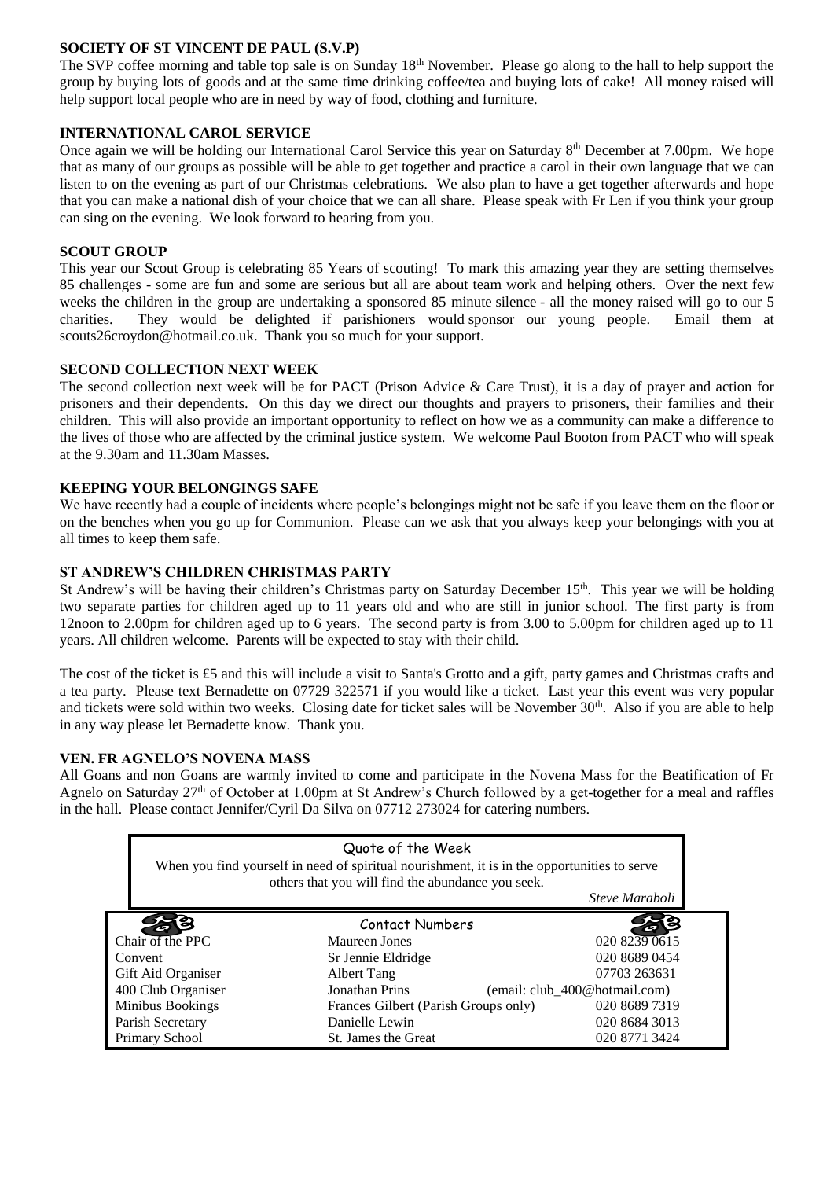## SOCIETY OF ST VINCENT DE PAUL (S.V.P)

The SVP coffee morning and table top sale is on Sunday 18th November. Please go along to the hall to help support the group by buying lots of goods and at the same time drinking coffee/tea and buying lots of cake! All money raised will help support local people who are in need by way of food, clothing and furniture.

## INTERNATIONAL CAROL SERVICE

Once again we will be holding our International Carol Service this year on Saturday 8th December at 7.00pm. We hope that as many of our groups as possible will be able to get together and practice a carol in their own language that we can listen to on the evening as part of our Christmas celebrations. We also plan to have a get together afterwards and hope that you can make a national dish of your choice that we can all share. Please speak with Fr Len if you think your group can sing on the evening. We look forward to hearing from you.

## SCOUT GROUP

This year our Scout Group is celebrating 85 Years of scouting! To mark this amazing year they are setting themselves 85 challenges - some are fun and some are serious but all are about team work and helping others. Over the next few weeks the children in the group are undertaking a sponsored 85 minute silence - all the money raised will go to our 5 charities. They would be delighted if parishioners would sponsor our young people. Email them at scouts26croydon@hotmail.co.uk. Thank you so much for your support.

## SECOND COLLECTION NEXT WEEK

The second collection next week will be for PACT (Prison Advice & Care Trust), it is a day of prayer and action for prisoners and their dependents. On this day we direct our thoughts and prayers to prisoners, their families and their children. This will also provide an important opportunity to reflect on how we as a community can make a difference to the lives of those who are affected by the criminal justice system. We welcome Paul Booton from PACT who will speak at the 9.30am and 11.30am Masses.

## KEEPING YOUR BELONGINGS SAFE

We have recently had a couple of incidents where people's belongings might not be safe if you leave them on the floor or on the benches when you go up for Communion. Please can we ask that you always keep your belongings with you at all times to keep them safe.

## ST ANDREW'S CHILDREN CHRISTMAS PARTY

St Andrew's will be having their children's Christmas party on Saturday December 15th. This year we will be holding two separate parties for children aged up to 11 years old and who are still in junior school. The first party is from 12noon to 2.00pm for children aged up to 6 years. The second party is from 3.00 to 5.00pm for children aged up to 11 years. All children welcome. Parents will be expected to stay with their child.

The cost of the ticket is £5 and this will include a visit to Santa's Grotto and a gift, party games and Christmas crafts and a tea party. Please text Bernadette on 07729 322571 if you would like a ticket. Last year this event was very popular and tickets were sold within two weeks. Closing date for ticket sales will be November 30th. Also if you are able to help in any way please let Bernadette know. Thank you.

## VEN. FR AGNELO'S NOVENA MASS

All Goans and non Goans are warmly invited to come and participate in the Novena Mass for the Beatification of Fr Agnelo on Saturday 27th of October at 1.00pm at St Andrew's Church followed by a get-together for a meal and raffles in the hall. Please contact Jennifer/Cyril Da Silva on 07712 273024 for catering numbers.

### Quote of the Week

When you find yourself in need of spiritual nourishment, it is in the opportunities to serve others that you will find the abundance you seek.

*Steve Maraboli*

### Contact Numbers

| | | |
|---|---|---|
| Chair of the PPC | Maureen Jones | 020 8239 0615 |
| Convent | Sr Jennie Eldridge | 020 8689 0454 |
| Gift Aid Organiser | Albert Tang | 07703 263631 |
| 400 Club Organiser | Jonathan Prins | (email: club_400@hotmail.com) |
| Minibus Bookings | Frances Gilbert (Parish Groups only) | 020 8689 7319 |
| Parish Secretary | Danielle Lewin | 020 8684 3013 |
| Primary School | St. James the Great | 020 8771 3424 |